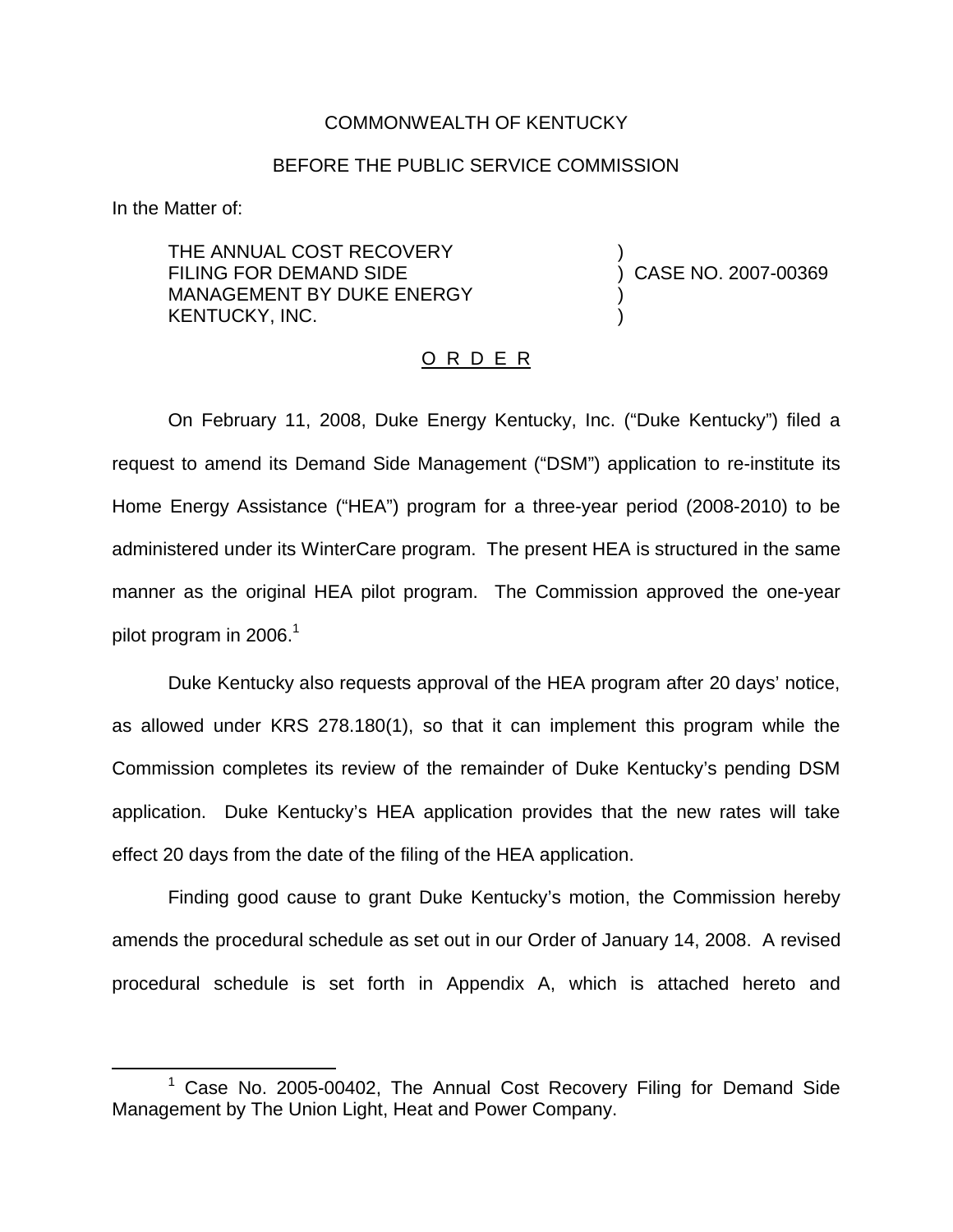COMMONWEALTH OF KENTUCKY

BEFORE THE PUBLIC SERVICE COMMISSION

In the Matter of:

| | | |
|---|---|---|
| THE ANNUAL COST RECOVERY FILING FOR DEMAND SIDE MANAGEMENT BY DUKE ENERGY KENTUCKY, INC. | ) ) ) ) | CASE NO. 2007-00369 |

O R D E R

On February 11, 2008, Duke Energy Kentucky, Inc. ("Duke Kentucky") filed a request to amend its Demand Side Management ("DSM") application to re-institute its Home Energy Assistance ("HEA") program for a three-year period (2008-2010) to be administered under its WinterCare program. The present HEA is structured in the same manner as the original HEA pilot program. The Commission approved the one-year pilot program in 2006.[1]

Duke Kentucky also requests approval of the HEA program after 20 days' notice, as allowed under KRS 278.180(1), so that it can implement this program while the Commission completes its review of the remainder of Duke Kentucky's pending DSM application. Duke Kentucky's HEA application provides that the new rates will take effect 20 days from the date of the filing of the HEA application.

Finding good cause to grant Duke Kentucky's motion, the Commission hereby amends the procedural schedule as set out in our Order of January 14, 2008. A revised procedural schedule is set forth in Appendix A, which is attached hereto and

[1] Case No. 2005-00402, The Annual Cost Recovery Filing for Demand Side Management by The Union Light, Heat and Power Company.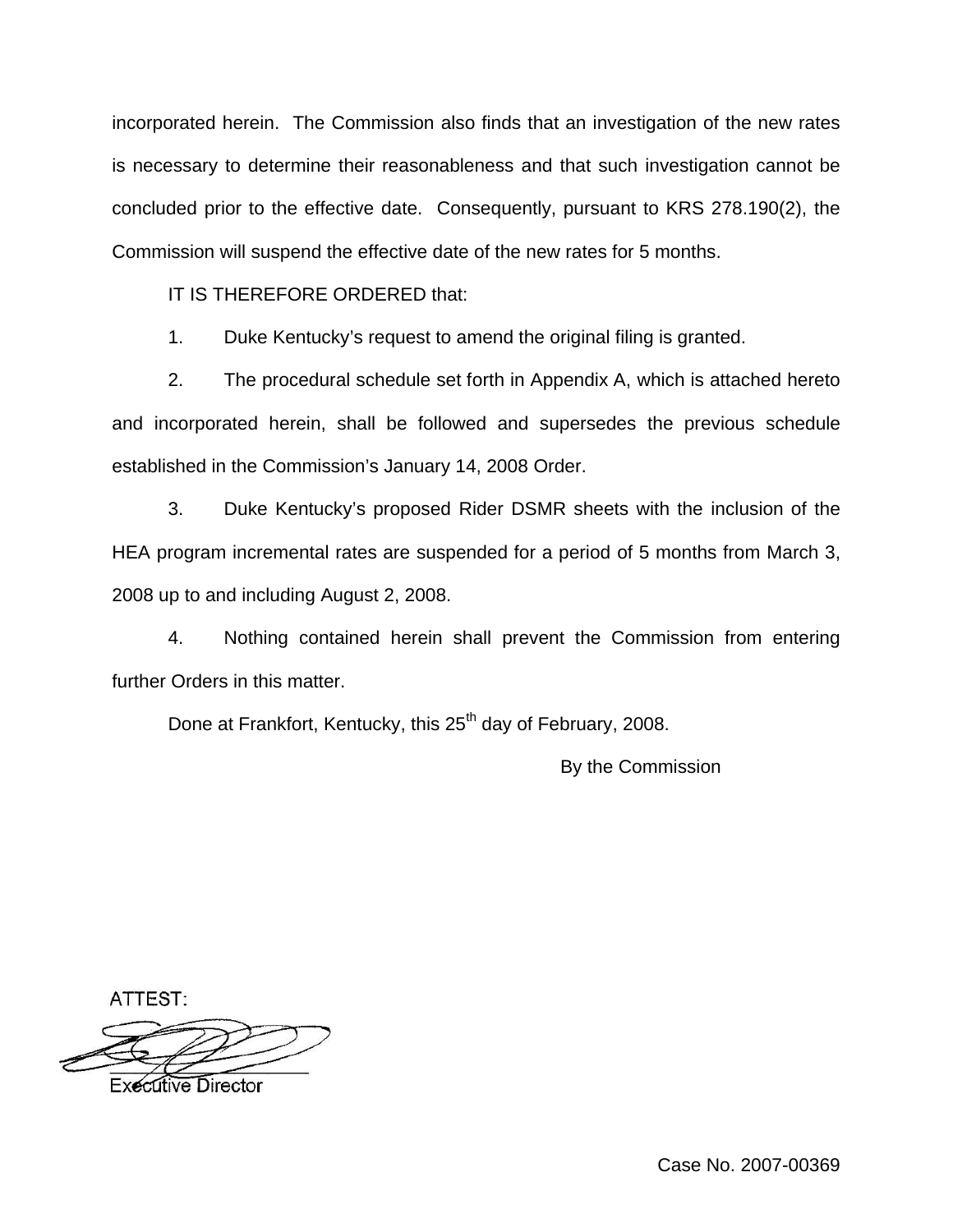incorporated herein. The Commission also finds that an investigation of the new rates is necessary to determine their reasonableness and that such investigation cannot be concluded prior to the effective date. Consequently, pursuant to KRS 278.190(2), the Commission will suspend the effective date of the new rates for 5 months.

IT IS THEREFORE ORDERED that:

1. Duke Kentucky's request to amend the original filing is granted.

2. The procedural schedule set forth in Appendix A, which is attached hereto and incorporated herein, shall be followed and supersedes the previous schedule established in the Commission's January 14, 2008 Order.

3. Duke Kentucky's proposed Rider DSMR sheets with the inclusion of the HEA program incremental rates are suspended for a period of 5 months from March 3, 2008 up to and including August 2, 2008.

4. Nothing contained herein shall prevent the Commission from entering further Orders in this matter.

Done at Frankfort, Kentucky, this 25th day of February, 2008.

By the Commission

ATTEST:

Executive Director

Case No. 2007-00369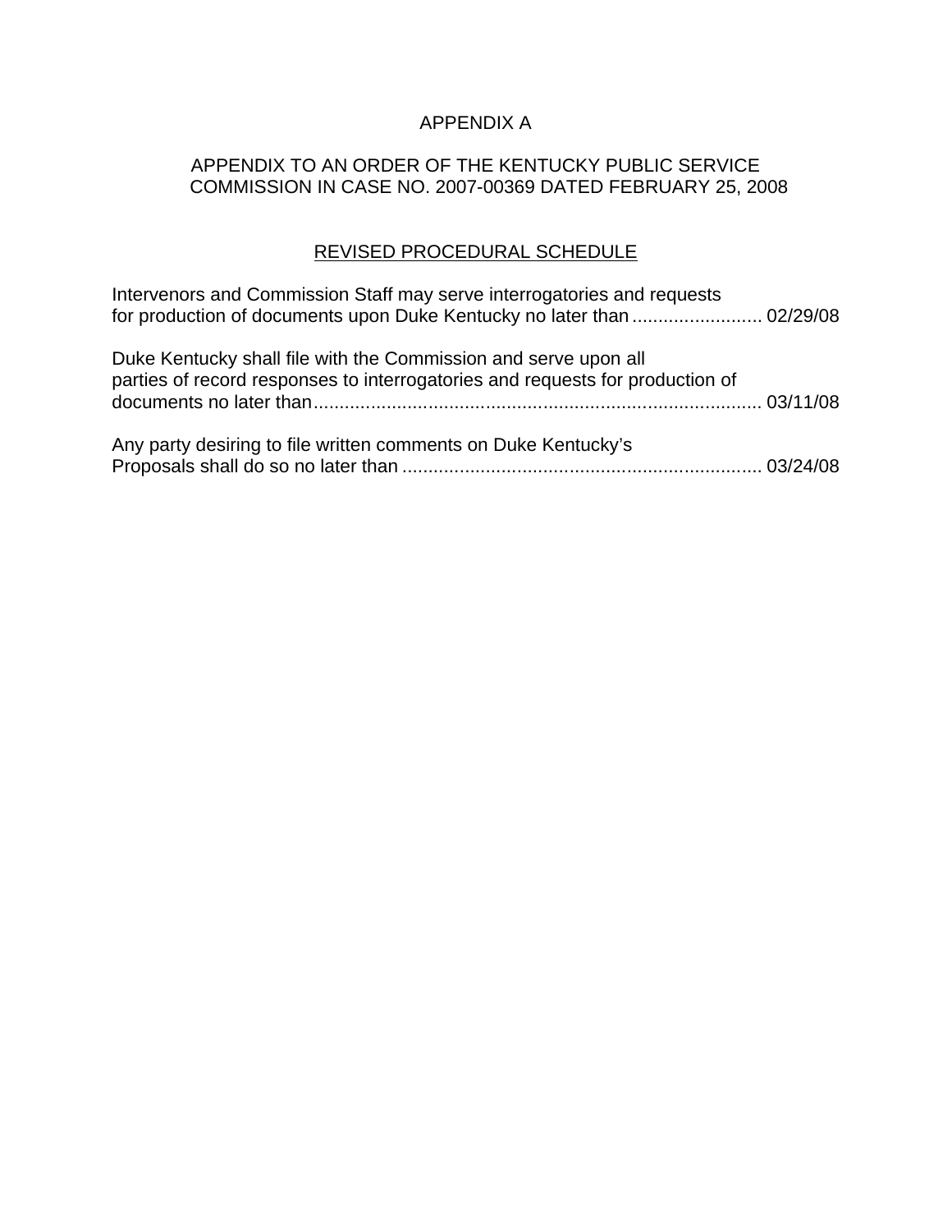# APPENDIX A

## APPENDIX TO AN ORDER OF THE KENTUCKY PUBLIC SERVICE COMMISSION IN CASE NO. 2007-00369 DATED FEBRUARY 25, 2008

### REVISED PROCEDURAL SCHEDULE

Intervenors and Commission Staff may serve interrogatories and requests for production of documents upon Duke Kentucky no later than ......................... 02/29/08

Duke Kentucky shall file with the Commission and serve upon all parties of record responses to interrogatories and requests for production of documents no later than....................................................................................... 03/11/08

Any party desiring to file written comments on Duke Kentucky's Proposals shall do so no later than ...................................................................... 03/24/08